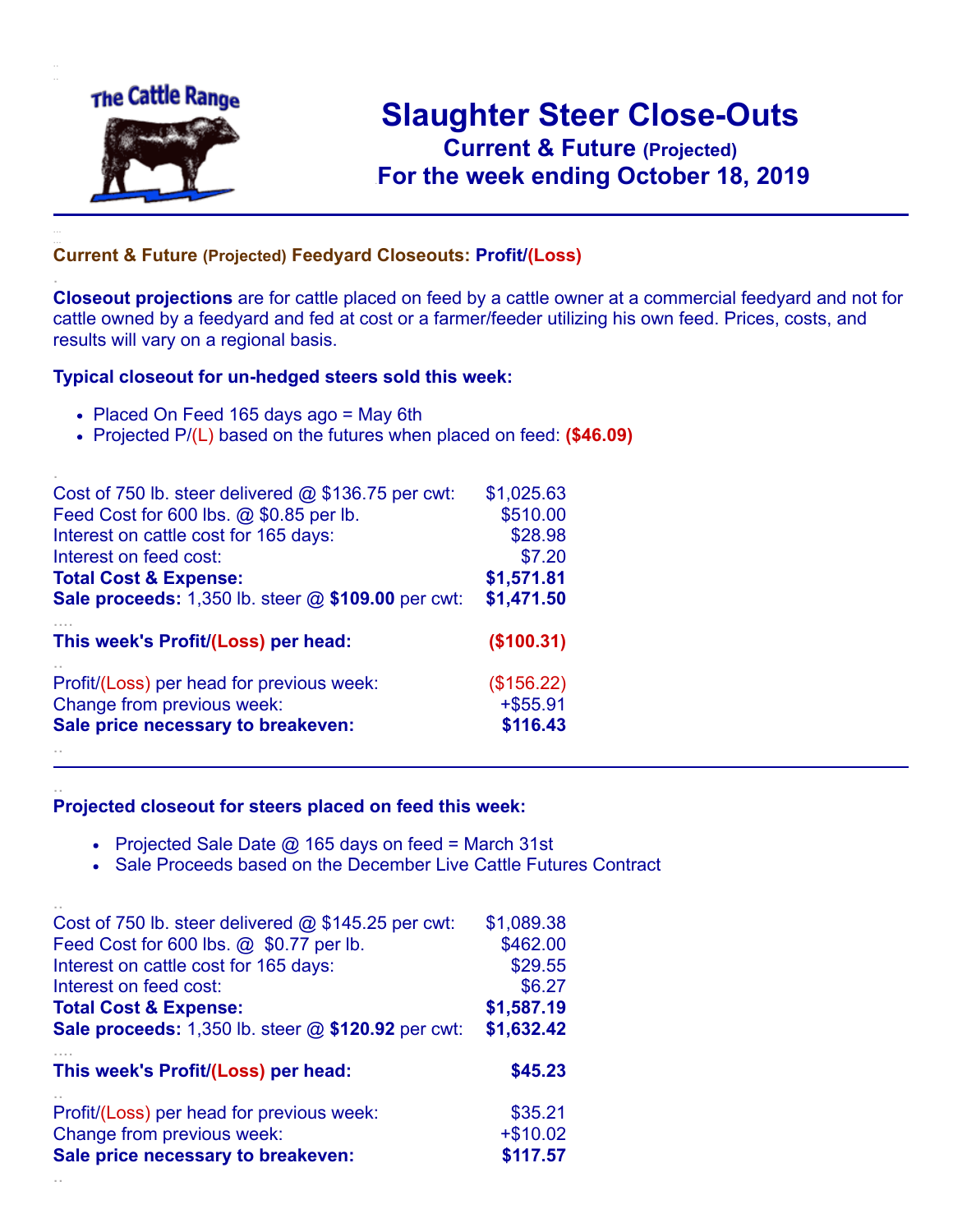# Slaughter Steer Close-Outs

## Current & Future (Projected)

## For the week ending October 18, 2019

### Current & Future (Projected) Feedyard Closeouts: Profit/(Loss)

**Closeout projections** are for cattle placed on feed by a cattle owner at a commercial feedyard and not for cattle owned by a feedyard and fed at cost or a farmer/feeder utilizing his own feed. Prices, costs, and results will vary on a regional basis.

### Typical closeout for un-hedged steers sold this week:

- Placed On Feed 165 days ago = May 6th
- Projected P/(L) based on the futures when placed on feed: **($46.09)**

| | |
|---|---|
| Cost of 750 lb. steer delivered @ $136.75 per cwt: | $1,025.63 |
| Feed Cost for 600 lbs. @ $0.85 per lb. | $510.00 |
| Interest on cattle cost for 165 days: | $28.98 |
| Interest on feed cost: | $7.20 |
| **Total Cost & Expense:** | **$1,571.81** |
| **Sale proceeds:** 1,350 lb. steer @ **$109.00** per cwt: | **$1,471.50** |
| **This week's Profit/(Loss) per head:** | **($100.31)** |
| Profit/(Loss) per head for previous week: | ($156.22) |
| Change from previous week: | +$55.91 |
| **Sale price necessary to breakeven:** | **$116.43** |

### Projected closeout for steers placed on feed this week:

- Projected Sale Date @ 165 days on feed = March 31st
- Sale Proceeds based on the December Live Cattle Futures Contract

| | |
|---|---|
| Cost of 750 lb. steer delivered @ $145.25 per cwt: | $1,089.38 |
| Feed Cost for 600 lbs. @ $0.77 per lb. | $462.00 |
| Interest on cattle cost for 165 days: | $29.55 |
| Interest on feed cost: | $6.27 |
| **Total Cost & Expense:** | **$1,587.19** |
| **Sale proceeds:** 1,350 lb. steer @ **$120.92** per cwt: | **$1,632.42** |
| **This week's Profit/(Loss) per head:** | **$45.23** |
| Profit/(Loss) per head for previous week: | $35.21 |
| Change from previous week: | +$10.02 |
| **Sale price necessary to breakeven:** | **$117.57** |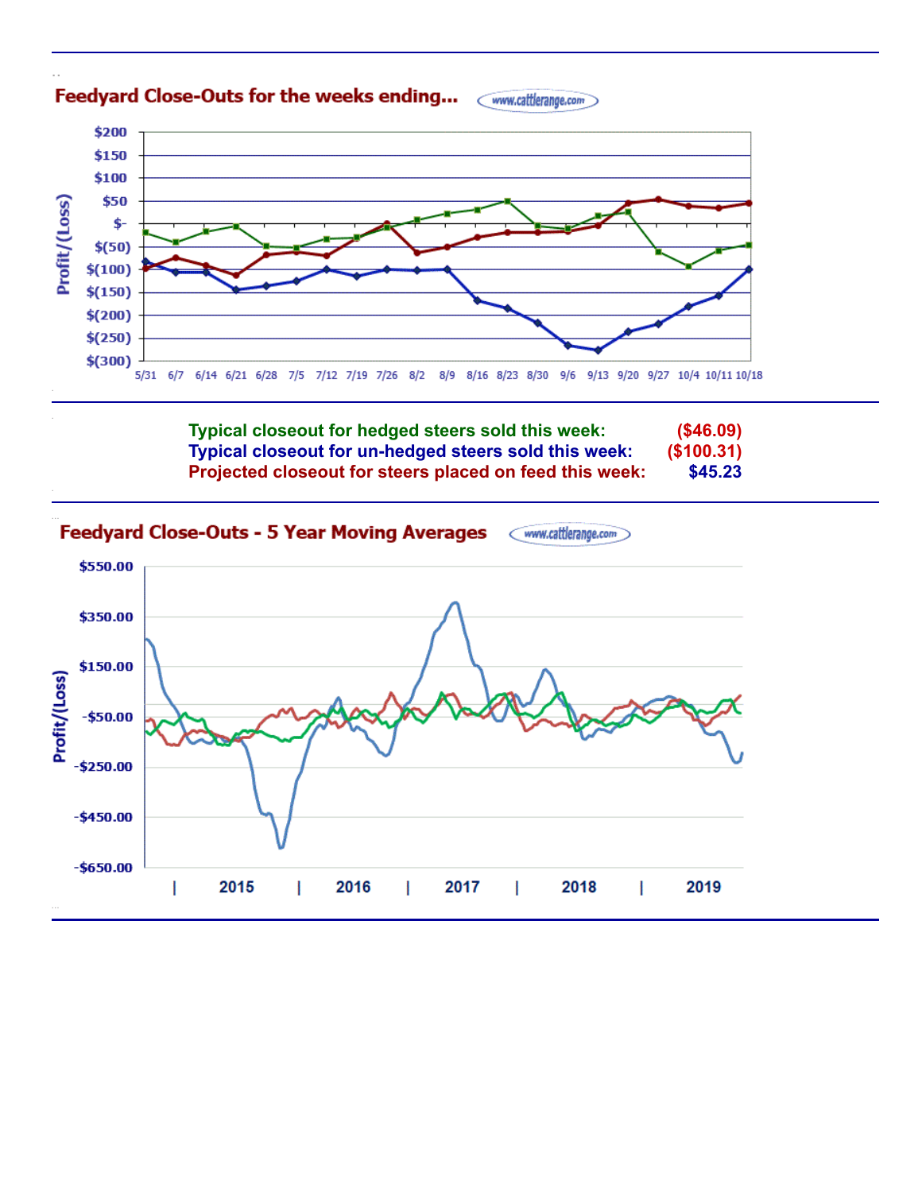## Feedyard Close-Outs for the weeks ending...

www.cattlerange.com

Profit/(Loss)

$200
$150
$100
$50
$-
$(50)
$(100)
$(150)
$(200)
$(250)
$(300)

5/31 6/7 6/14 6/21 6/28 7/5 7/12 7/19 7/26 8/2 8/9 8/16 8/23 8/30 9/6 9/13 9/20 9/27 10/4 10/11 10/18

| | |
|---|---|
| **Typical closeout for hedged steers sold this week:** | **($46.09)** |
| **Typical closeout for un-hedged steers sold this week:** | **($100.31)** |
| **Projected closeout for steers placed on feed this week:** | **$45.23** |

## Feedyard Close-Outs - 5 Year Moving Averages

www.cattlerange.com

Profit/(Loss)

$550.00
$350.00
$150.00
-$50.00
-$250.00
-$450.00
-$650.00

| 2015 | 2016 | 2017 | 2018 | 2019